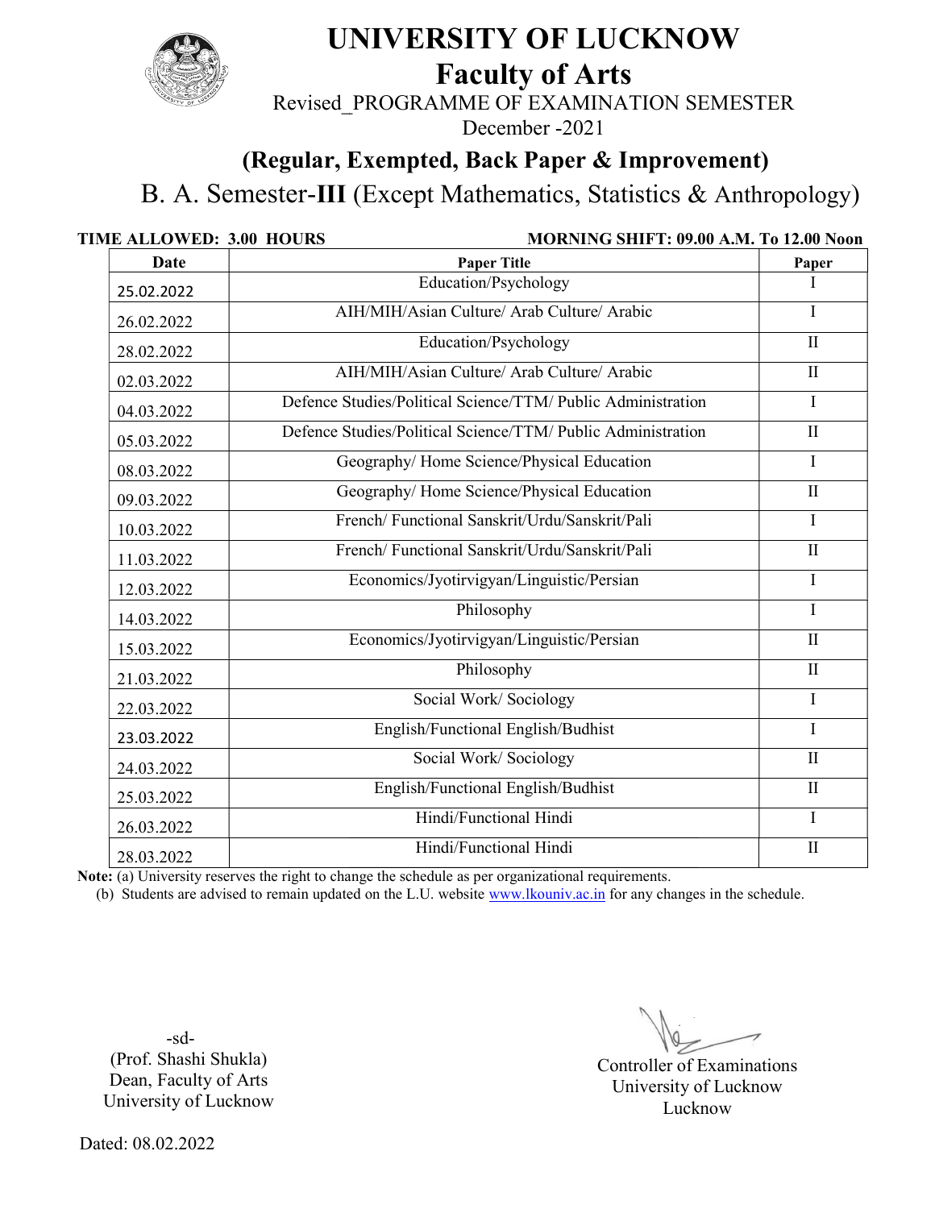# UNIVERSITY OF LUCKNOW

## Faculty of Arts

Revised_PROGRAMME OF EXAMINATION SEMESTER

December -2021

### (Regular, Exempted, Back Paper & Improvement)

B. A. Semester-**III** (Except Mathematics, Statistics & Anthropology)

**TIME ALLOWED: 3.00 HOURS** **MORNING SHIFT: 09.00 A.M. To 12.00 Noon**

| Date | Paper Title | Paper |
|---|---|---|
| 25.02.2022 | Education/Psychology | I |
| 26.02.2022 | AIH/MIH/Asian Culture/ Arab Culture/ Arabic | I |
| 28.02.2022 | Education/Psychology | II |
| 02.03.2022 | AIH/MIH/Asian Culture/ Arab Culture/ Arabic | II |
| 04.03.2022 | Defence Studies/Political Science/TTM/ Public Administration | I |
| 05.03.2022 | Defence Studies/Political Science/TTM/ Public Administration | II |
| 08.03.2022 | Geography/ Home Science/Physical Education | I |
| 09.03.2022 | Geography/ Home Science/Physical Education | II |
| 10.03.2022 | French/ Functional Sanskrit/Urdu/Sanskrit/Pali | I |
| 11.03.2022 | French/ Functional Sanskrit/Urdu/Sanskrit/Pali | II |
| 12.03.2022 | Economics/Jyotirvigyan/Linguistic/Persian | I |
| 14.03.2022 | Philosophy | I |
| 15.03.2022 | Economics/Jyotirvigyan/Linguistic/Persian | II |
| 21.03.2022 | Philosophy | II |
| 22.03.2022 | Social Work/ Sociology | I |
| 23.03.2022 | English/Functional English/Budhist | I |
| 24.03.2022 | Social Work/ Sociology | II |
| 25.03.2022 | English/Functional English/Budhist | II |
| 26.03.2022 | Hindi/Functional Hindi | I |
| 28.03.2022 | Hindi/Functional Hindi | II |

**Note:** (a) University reserves the right to change the schedule as per organizational requirements.

(b) Students are advised to remain updated on the L.U. website www.lkouniv.ac.in for any changes in the schedule.

-sd-
(Prof. Shashi Shukla)
Dean, Faculty of Arts
University of Lucknow

Controller of Examinations
University of Lucknow
Lucknow

Dated: 08.02.2022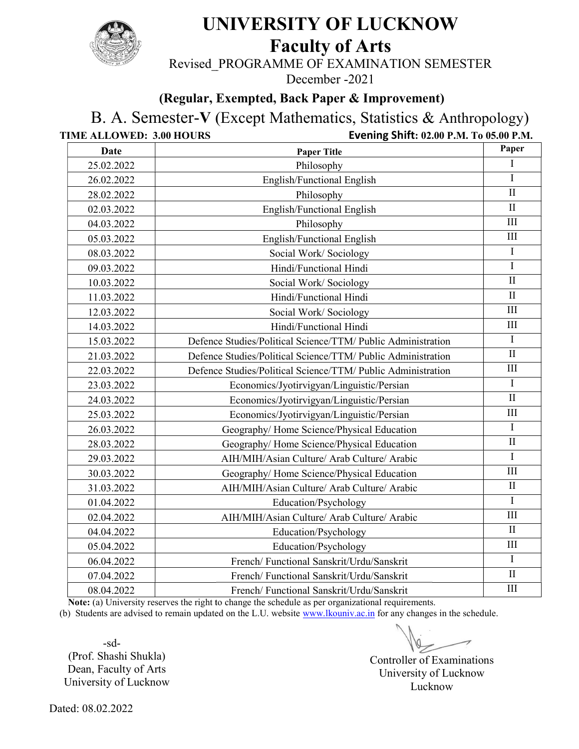# UNIVERSITY OF LUCKNOW

## Faculty of Arts

Revised_PROGRAMME OF EXAMINATION SEMESTER

December -2021

### (Regular, Exempted, Back Paper & Improvement)

B. A. Semester-**V** (Except Mathematics, Statistics & Anthropology)

**TIME ALLOWED: 3.00 HOURS** **Evening Shift: 02.00 P.M. To 05.00 P.M.**

| Date | Paper Title | Paper |
|---|---|---|
| 25.02.2022 | Philosophy | I |
| 26.02.2022 | English/Functional English | I |
| 28.02.2022 | Philosophy | II |
| 02.03.2022 | English/Functional English | II |
| 04.03.2022 | Philosophy | III |
| 05.03.2022 | English/Functional English | III |
| 08.03.2022 | Social Work/ Sociology | I |
| 09.03.2022 | Hindi/Functional Hindi | I |
| 10.03.2022 | Social Work/ Sociology | II |
| 11.03.2022 | Hindi/Functional Hindi | II |
| 12.03.2022 | Social Work/ Sociology | III |
| 14.03.2022 | Hindi/Functional Hindi | III |
| 15.03.2022 | Defence Studies/Political Science/TTM/ Public Administration | I |
| 21.03.2022 | Defence Studies/Political Science/TTM/ Public Administration | II |
| 22.03.2022 | Defence Studies/Political Science/TTM/ Public Administration | III |
| 23.03.2022 | Economics/Jyotirvigyan/Linguistic/Persian | I |
| 24.03.2022 | Economics/Jyotirvigyan/Linguistic/Persian | II |
| 25.03.2022 | Economics/Jyotirvigyan/Linguistic/Persian | III |
| 26.03.2022 | Geography/ Home Science/Physical Education | I |
| 28.03.2022 | Geography/ Home Science/Physical Education | II |
| 29.03.2022 | AIH/MIH/Asian Culture/ Arab Culture/ Arabic | I |
| 30.03.2022 | Geography/ Home Science/Physical Education | III |
| 31.03.2022 | AIH/MIH/Asian Culture/ Arab Culture/ Arabic | II |
| 01.04.2022 | Education/Psychology | I |
| 02.04.2022 | AIH/MIH/Asian Culture/ Arab Culture/ Arabic | III |
| 04.04.2022 | Education/Psychology | II |
| 05.04.2022 | Education/Psychology | III |
| 06.04.2022 | French/ Functional Sanskrit/Urdu/Sanskrit | I |
| 07.04.2022 | French/ Functional Sanskrit/Urdu/Sanskrit | II |
| 08.04.2022 | French/ Functional Sanskrit/Urdu/Sanskrit | III |

**Note:** (a) University reserves the right to change the schedule as per organizational requirements.

(b) Students are advised to remain updated on the L.U. website www.lkouniv.ac.in for any changes in the schedule.

-sd-
(Prof. Shashi Shukla)
Dean, Faculty of Arts
University of Lucknow

Controller of Examinations
University of Lucknow
Lucknow

Dated: 08.02.2022